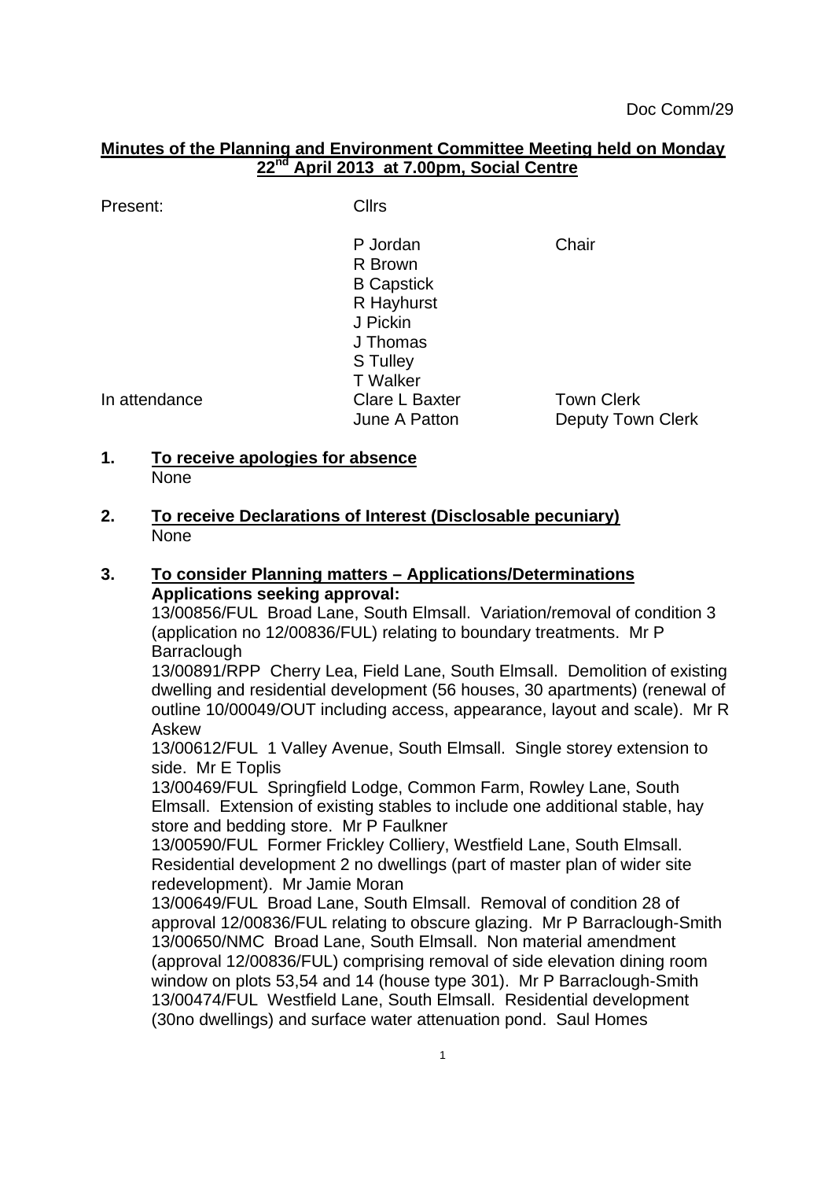Doc Comm/29

**Minutes of the Planning and Environment Committee Meeting held on Monday 22nd April 2013 at 7.00pm, Social Centre**

| Present: | Cllrs | |
|---|---|---|
| | P Jordan | Chair |
| | R Brown | |
| | B Capstick | |
| | R Hayhurst | |
| | J Pickin | |
| | J Thomas | |
| | S Tulley | |
| | T Walker | |
| In attendance | Clare L Baxter | Town Clerk |
| | June A Patton | Deputy Town Clerk |

**1. To receive apologies for absence**
None

**2. To receive Declarations of Interest (Disclosable pecuniary)**
None

**3. To consider Planning matters – Applications/Determinations**

**Applications seeking approval:**

13/00856/FUL Broad Lane, South Elmsall. Variation/removal of condition 3 (application no 12/00836/FUL) relating to boundary treatments. Mr P Barraclough

13/00891/RPP Cherry Lea, Field Lane, South Elmsall. Demolition of existing dwelling and residential development (56 houses, 30 apartments) (renewal of outline 10/00049/OUT including access, appearance, layout and scale). Mr R Askew

13/00612/FUL 1 Valley Avenue, South Elmsall. Single storey extension to side. Mr E Toplis

13/00469/FUL Springfield Lodge, Common Farm, Rowley Lane, South Elmsall. Extension of existing stables to include one additional stable, hay store and bedding store. Mr P Faulkner

13/00590/FUL Former Frickley Colliery, Westfield Lane, South Elmsall. Residential development 2 no dwellings (part of master plan of wider site redevelopment). Mr Jamie Moran

13/00649/FUL Broad Lane, South Elmsall. Removal of condition 28 of approval 12/00836/FUL relating to obscure glazing. Mr P Barraclough-Smith

13/00650/NMC Broad Lane, South Elmsall. Non material amendment (approval 12/00836/FUL) comprising removal of side elevation dining room window on plots 53,54 and 14 (house type 301). Mr P Barraclough-Smith

13/00474/FUL Westfield Lane, South Elmsall. Residential development (30no dwellings) and surface water attenuation pond. Saul Homes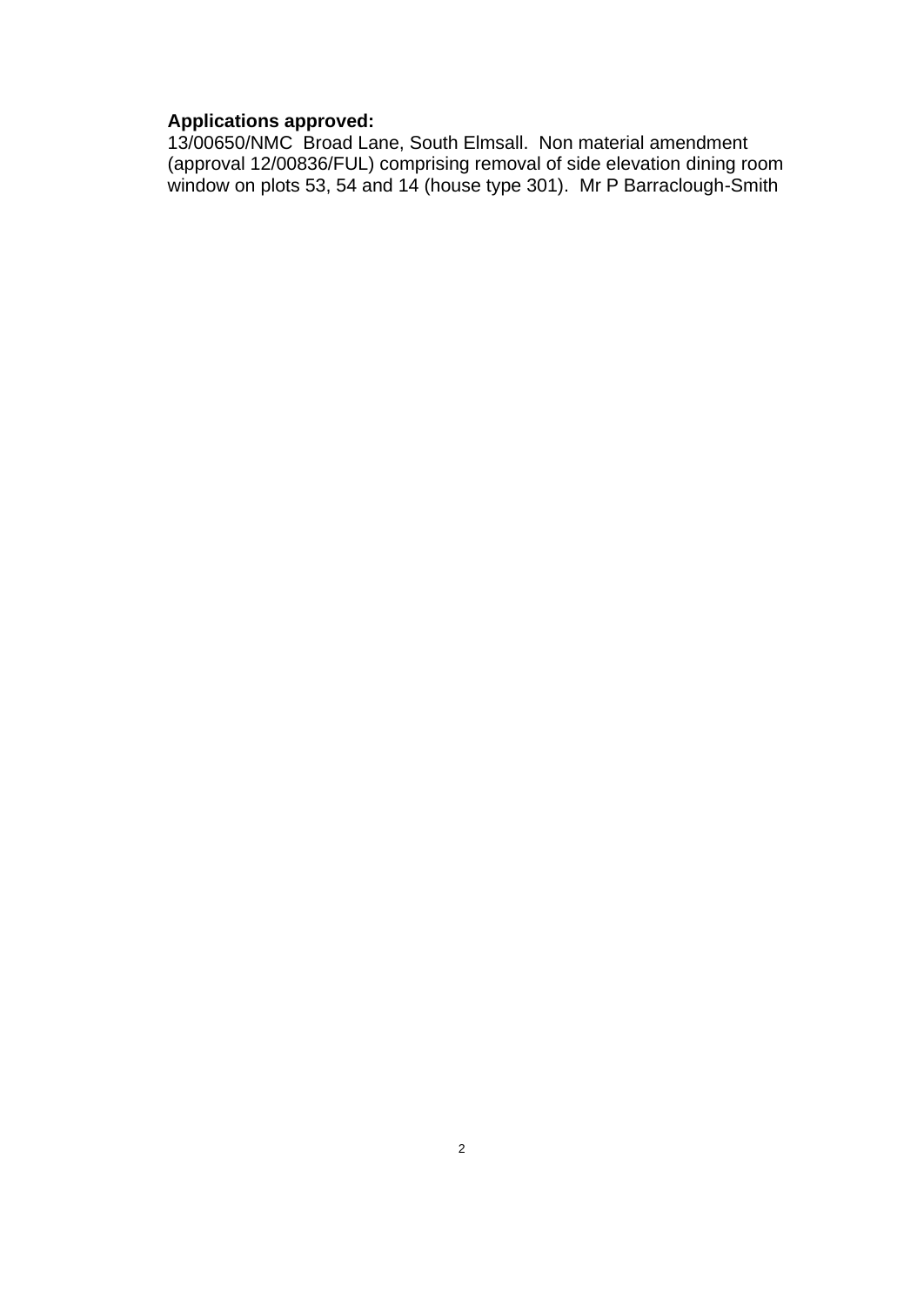**Applications approved:**

13/00650/NMC  Broad Lane, South Elmsall.  Non material amendment (approval 12/00836/FUL) comprising removal of side elevation dining room window on plots 53, 54 and 14 (house type 301).  Mr P Barraclough-Smith